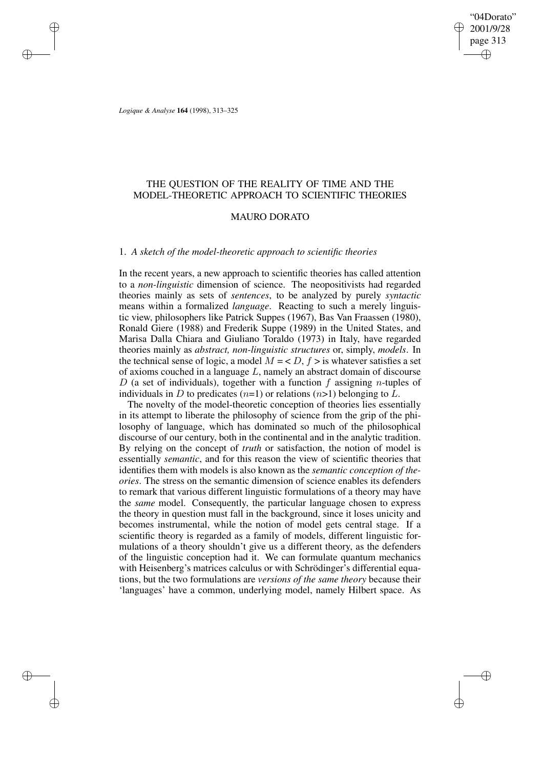# THE QUESTION OF THE REALITY OF TIME AND THE MODEL-THEORETIC APPROACH TO SCIENTIFIC THEORIES

MAURO DORATO

## 1. *A sketch of the model-theoretic approach to scientific theories*

In the recent years, a new approach to scientific theories has called attention to a *non-linguistic* dimension of science. The neopositivists had regarded theories mainly as sets of *sentences*, to be analyzed by purely *syntactic* means within a formalized *language*. Reacting to such a merely linguistic view, philosophers like Patrick Suppes (1967), Bas Van Fraassen (1980), Ronald Giere (1988) and Frederik Suppe (1989) in the United States, and Marisa Dalla Chiara and Giuliano Toraldo (1973) in Italy, have regarded theories mainly as *abstract, non-linguistic structures* or, simply, *models*. In the technical sense of logic, a model $M = < D, f >$ is whatever satisfies a set of axioms couched in a language $L$, namely an abstract domain of discourse $D$ (a set of individuals), together with a function $f$ assigning $n$-tuples of individuals in $D$ to predicates ($n$=1) or relations ($n$>1) belonging to $L$.

The novelty of the model-theoretic conception of theories lies essentially in its attempt to liberate the philosophy of science from the grip of the philosophy of language, which has dominated so much of the philosophical discourse of our century, both in the continental and in the analytic tradition. By relying on the concept of *truth* or satisfaction, the notion of model is essentially *semantic*, and for this reason the view of scientific theories that identifies them with models is also known as the *semantic conception of theories*. The stress on the semantic dimension of science enables its defenders to remark that various different linguistic formulations of a theory may have the *same* model. Consequently, the particular language chosen to express the theory in question must fall in the background, since it loses unicity and becomes instrumental, while the notion of model gets central stage. If a scientific theory is regarded as a family of models, different linguistic formulations of a theory shouldn't give us a different theory, as the defenders of the linguistic conception had it. We can formulate quantum mechanics with Heisenberg's matrices calculus or with Schrödinger's differential equations, but the two formulations are *versions of the same theory* because their 'languages' have a common, underlying model, namely Hilbert space. As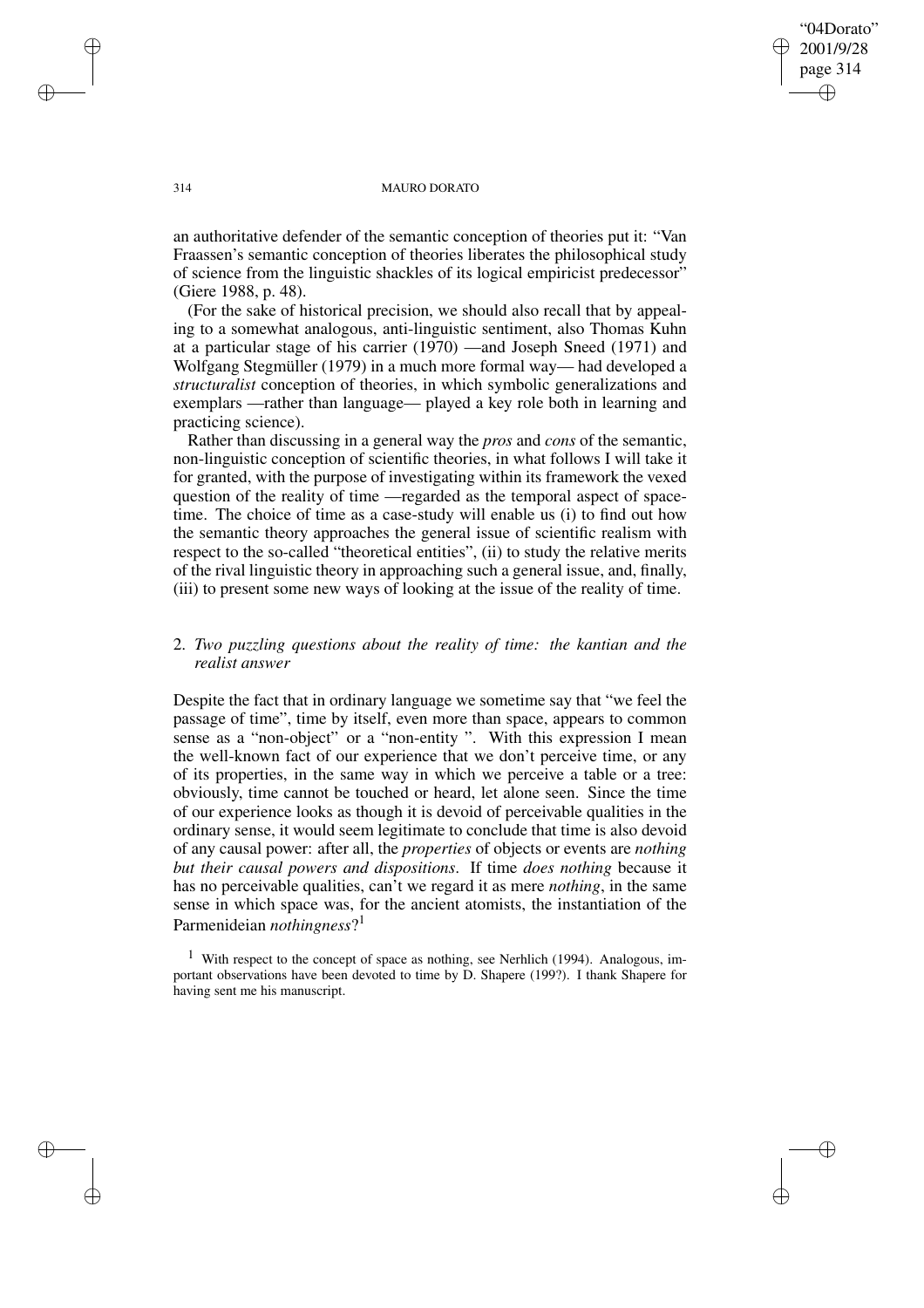an authoritative defender of the semantic conception of theories put it: "Van Fraassen's semantic conception of theories liberates the philosophical study of science from the linguistic shackles of its logical empiricist predecessor" (Giere 1988, p. 48).

(For the sake of historical precision, we should also recall that by appealing to a somewhat analogous, anti-linguistic sentiment, also Thomas Kuhn at a particular stage of his carrier (1970) —and Joseph Sneed (1971) and Wolfgang Stegmüller (1979) in a much more formal way— had developed a *structuralist* conception of theories, in which symbolic generalizations and exemplars —rather than language— played a key role both in learning and practicing science).

Rather than discussing in a general way the *pros* and *cons* of the semantic, non-linguistic conception of scientific theories, in what follows I will take it for granted, with the purpose of investigating within its framework the vexed question of the reality of time —regarded as the temporal aspect of spacetime. The choice of time as a case-study will enable us (i) to find out how the semantic theory approaches the general issue of scientific realism with respect to the so-called "theoretical entities", (ii) to study the relative merits of the rival linguistic theory in approaching such a general issue, and, finally, (iii) to present some new ways of looking at the issue of the reality of time.

## 2. *Two puzzling questions about the reality of time: the kantian and the realist answer*

Despite the fact that in ordinary language we sometime say that "we feel the passage of time", time by itself, even more than space, appears to common sense as a "non-object" or a "non-entity ". With this expression I mean the well-known fact of our experience that we don't perceive time, or any of its properties, in the same way in which we perceive a table or a tree: obviously, time cannot be touched or heard, let alone seen. Since the time of our experience looks as though it is devoid of perceivable qualities in the ordinary sense, it would seem legitimate to conclude that time is also devoid of any causal power: after all, the *properties* of objects or events are *nothing but their causal powers and dispositions*. If time *does nothing* because it has no perceivable qualities, can't we regard it as mere *nothing*, in the same sense in which space was, for the ancient atomists, the instantiation of the Parmenideian *nothingness*?[1]

[1] With respect to the concept of space as nothing, see Nerhlich (1994). Analogous, important observations have been devoted to time by D. Shapere (199?). I thank Shapere for having sent me his manuscript.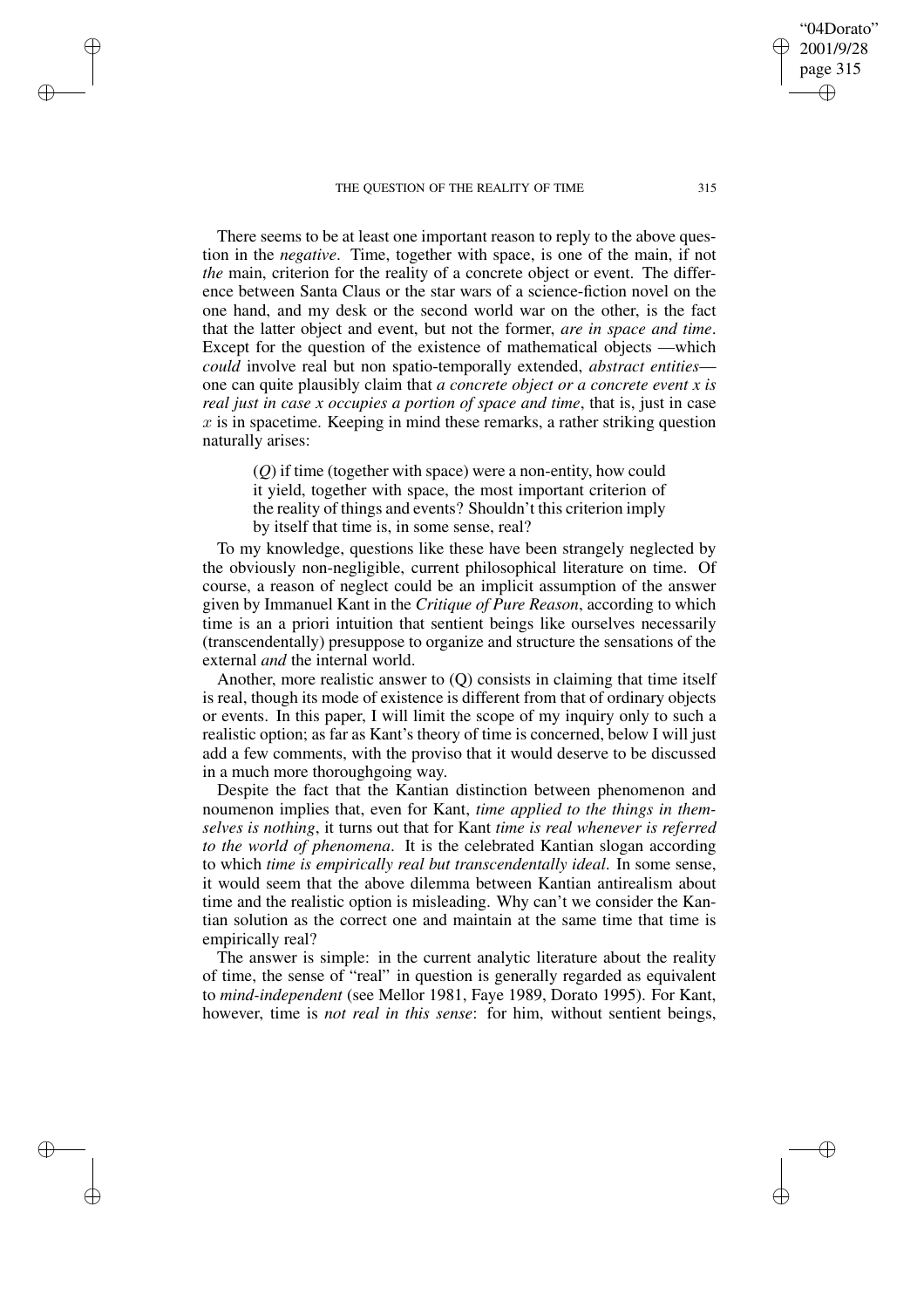There seems to be at least one important reason to reply to the above question in the *negative*. Time, together with space, is one of the main, if not *the* main, criterion for the reality of a concrete object or event. The difference between Santa Claus or the star wars of a science-fiction novel on the one hand, and my desk or the second world war on the other, is the fact that the latter object and event, but not the former, *are in space and time*. Except for the question of the existence of mathematical objects —which *could* involve real but non spatio-temporally extended, *abstract entities*— one can quite plausibly claim that *a concrete object or a concrete event x is real just in case x occupies a portion of space and time*, that is, just in case $x$ is in spacetime. Keeping in mind these remarks, a rather striking question naturally arises:

> (*Q*) if time (together with space) were a non-entity, how could it yield, together with space, the most important criterion of the reality of things and events? Shouldn't this criterion imply by itself that time is, in some sense, real?

To my knowledge, questions like these have been strangely neglected by the obviously non-negligible, current philosophical literature on time. Of course, a reason of neglect could be an implicit assumption of the answer given by Immanuel Kant in the *Critique of Pure Reason*, according to which time is an a priori intuition that sentient beings like ourselves necessarily (transcendentally) presuppose to organize and structure the sensations of the external *and* the internal world.

Another, more realistic answer to (Q) consists in claiming that time itself is real, though its mode of existence is different from that of ordinary objects or events. In this paper, I will limit the scope of my inquiry only to such a realistic option; as far as Kant's theory of time is concerned, below I will just add a few comments, with the proviso that it would deserve to be discussed in a much more thoroughgoing way.

Despite the fact that the Kantian distinction between phenomenon and noumenon implies that, even for Kant, *time applied to the things in themselves is nothing*, it turns out that for Kant *time is real whenever is referred to the world of phenomena*. It is the celebrated Kantian slogan according to which *time is empirically real but transcendentally ideal*. In some sense, it would seem that the above dilemma between Kantian antirealism about time and the realistic option is misleading. Why can't we consider the Kantian solution as the correct one and maintain at the same time that time is empirically real?

The answer is simple: in the current analytic literature about the reality of time, the sense of "real" in question is generally regarded as equivalent to *mind-independent* (see Mellor 1981, Faye 1989, Dorato 1995). For Kant, however, time is *not real in this sense*: for him, without sentient beings,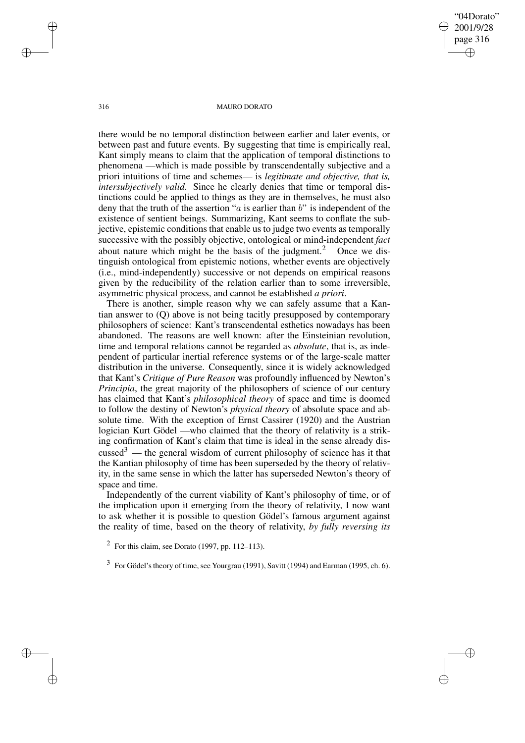there would be no temporal distinction between earlier and later events, or between past and future events. By suggesting that time is empirically real, Kant simply means to claim that the application of temporal distinctions to phenomena —which is made possible by transcendentally subjective and a priori intuitions of time and schemes— is *legitimate and objective, that is, intersubjectively valid.* Since he clearly denies that time or temporal distinctions could be applied to things as they are in themselves, he must also deny that the truth of the assertion "$a$ is earlier than $b$" is independent of the existence of sentient beings. Summarizing, Kant seems to conflate the subjective, epistemic conditions that enable us to judge two events as temporally successive with the possibly objective, ontological or mind-independent *fact* about nature which might be the basis of the judgment.[2] Once we distinguish ontological from epistemic notions, whether events are objectively (i.e., mind-independently) successive or not depends on empirical reasons given by the reducibility of the relation earlier than to some irreversible, asymmetric physical process, and cannot be established *a priori*.

There is another, simple reason why we can safely assume that a Kantian answer to (Q) above is not being tacitly presupposed by contemporary philosophers of science: Kant's transcendental esthetics nowadays has been abandoned. The reasons are well known: after the Einsteinian revolution, time and temporal relations cannot be regarded as *absolute*, that is, as independent of particular inertial reference systems or of the large-scale matter distribution in the universe. Consequently, since it is widely acknowledged that Kant's *Critique of Pure Reason* was profoundly influenced by Newton's *Principia*, the great majority of the philosophers of science of our century has claimed that Kant's *philosophical theory* of space and time is doomed to follow the destiny of Newton's *physical theory* of absolute space and absolute time. With the exception of Ernst Cassirer (1920) and the Austrian logician Kurt Gödel —who claimed that the theory of relativity is a striking confirmation of Kant's claim that time is ideal in the sense already discussed[3] — the general wisdom of current philosophy of science has it that the Kantian philosophy of time has been superseded by the theory of relativity, in the same sense in which the latter has superseded Newton's theory of space and time.

Independently of the current viability of Kant's philosophy of time, or of the implication upon it emerging from the theory of relativity, I now want to ask whether it is possible to question Gödel's famous argument against the reality of time, based on the theory of relativity, *by fully reversing its*

[2] For this claim, see Dorato (1997, pp. 112–113).

[3] For Gödel's theory of time, see Yourgrau (1991), Savitt (1994) and Earman (1995, ch. 6).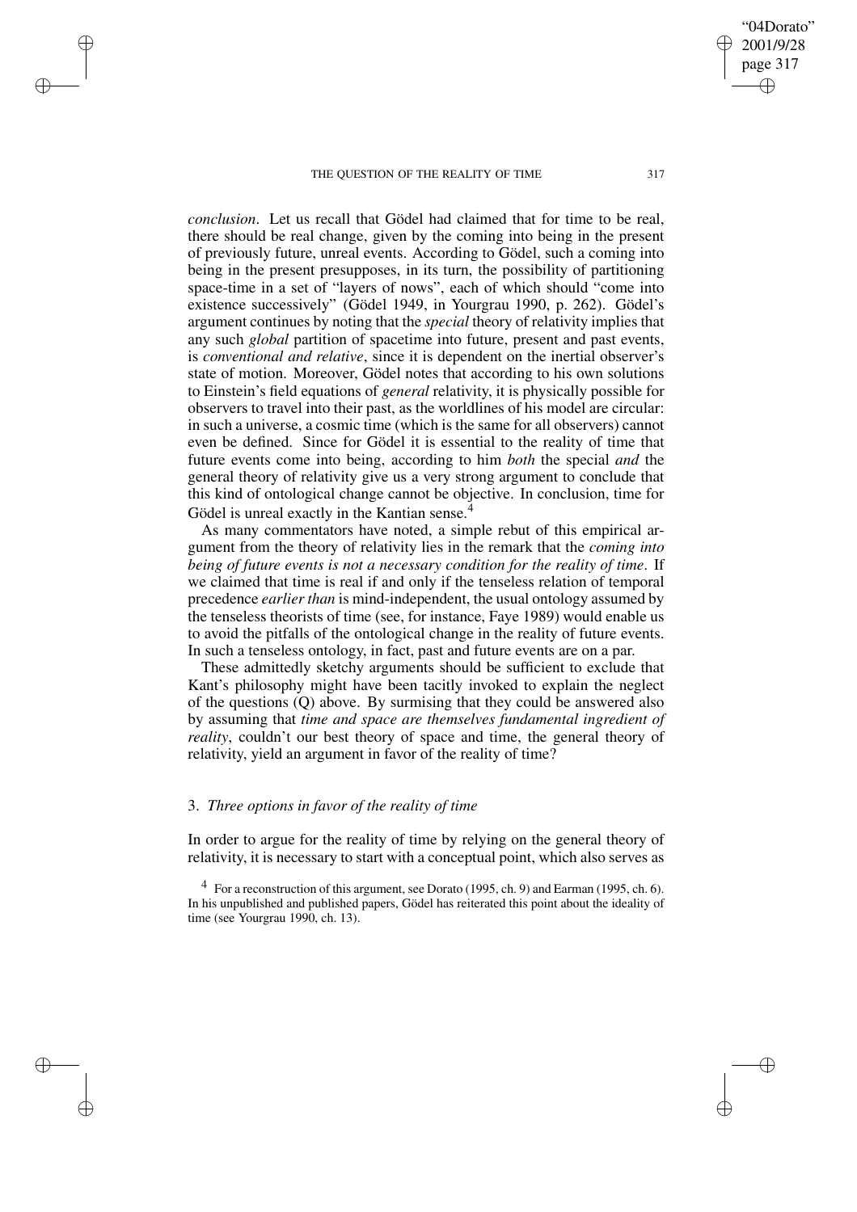*conclusion*. Let us recall that Gödel had claimed that for time to be real, there should be real change, given by the coming into being in the present of previously future, unreal events. According to Gödel, such a coming into being in the present presupposes, in its turn, the possibility of partitioning space-time in a set of "layers of nows", each of which should "come into existence successively" (Gödel 1949, in Yourgrau 1990, p. 262). Gödel's argument continues by noting that the *special* theory of relativity implies that any such *global* partition of spacetime into future, present and past events, is *conventional and relative*, since it is dependent on the inertial observer's state of motion. Moreover, Gödel notes that according to his own solutions to Einstein's field equations of *general* relativity, it is physically possible for observers to travel into their past, as the worldlines of his model are circular: in such a universe, a cosmic time (which is the same for all observers) cannot even be defined. Since for Gödel it is essential to the reality of time that future events come into being, according to him *both* the special *and* the general theory of relativity give us a very strong argument to conclude that this kind of ontological change cannot be objective. In conclusion, time for Gödel is unreal exactly in the Kantian sense.[4]

As many commentators have noted, a simple rebut of this empirical argument from the theory of relativity lies in the remark that the *coming into being of future events is not a necessary condition for the reality of time*. If we claimed that time is real if and only if the tenseless relation of temporal precedence *earlier than* is mind-independent, the usual ontology assumed by the tenseless theorists of time (see, for instance, Faye 1989) would enable us to avoid the pitfalls of the ontological change in the reality of future events. In such a tenseless ontology, in fact, past and future events are on a par.

These admittedly sketchy arguments should be sufficient to exclude that Kant's philosophy might have been tacitly invoked to explain the neglect of the questions (Q) above. By surmising that they could be answered also by assuming that *time and space are themselves fundamental ingredient of reality*, couldn't our best theory of space and time, the general theory of relativity, yield an argument in favor of the reality of time?

### 3. *Three options in favor of the reality of time*

In order to argue for the reality of time by relying on the general theory of relativity, it is necessary to start with a conceptual point, which also serves as

[4] For a reconstruction of this argument, see Dorato (1995, ch. 9) and Earman (1995, ch. 6). In his unpublished and published papers, Gödel has reiterated this point about the ideality of time (see Yourgrau 1990, ch. 13).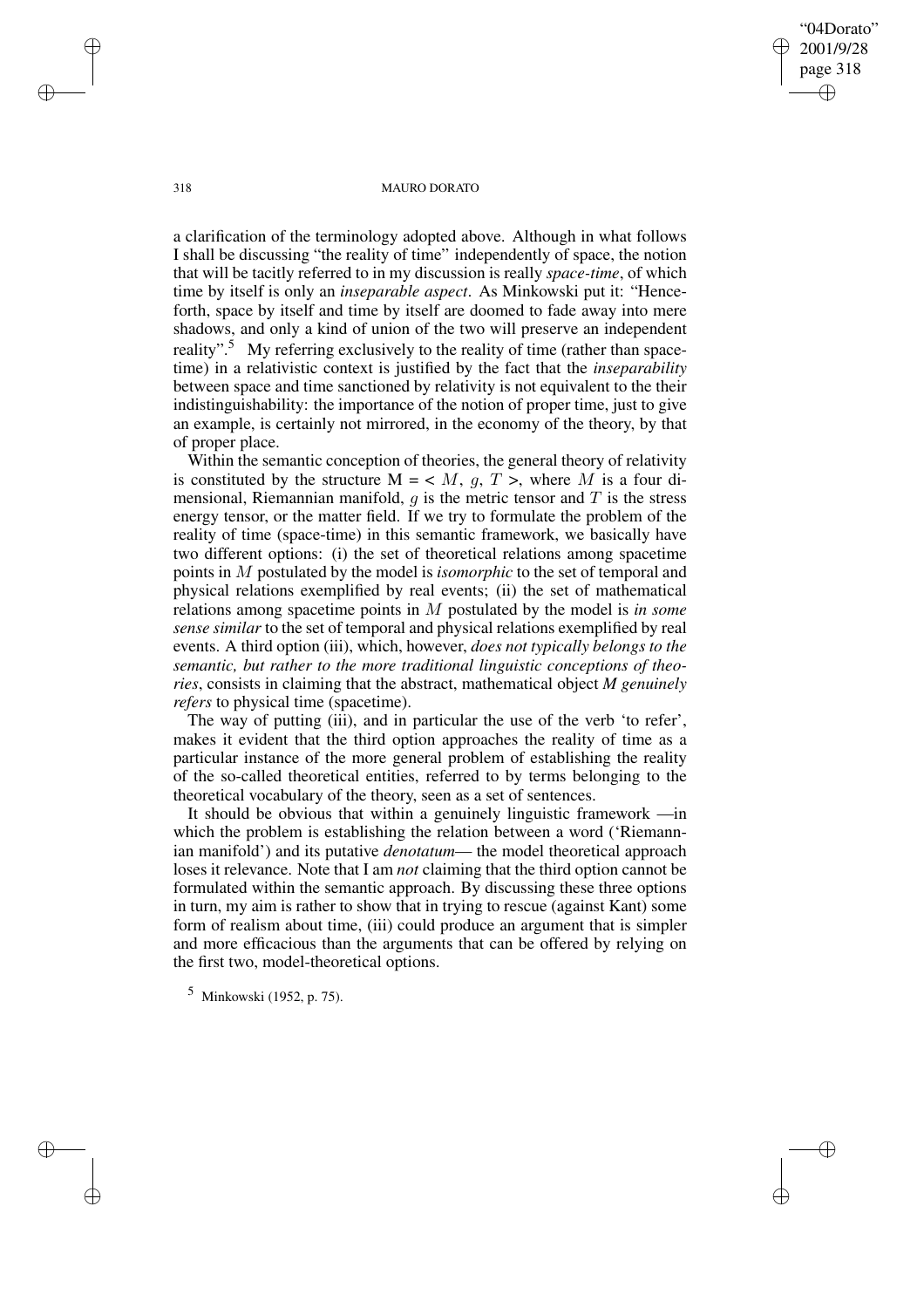a clarification of the terminology adopted above. Although in what follows I shall be discussing "the reality of time" independently of space, the notion that will be tacitly referred to in my discussion is really *space-time*, of which time by itself is only an *inseparable aspect*. As Minkowski put it: "Henceforth, space by itself and time by itself are doomed to fade away into mere shadows, and only a kind of union of the two will preserve an independent reality".[5] My referring exclusively to the reality of time (rather than spacetime) in a relativistic context is justified by the fact that the *inseparability* between space and time sanctioned by relativity is not equivalent to the their indistinguishability: the importance of the notion of proper time, just to give an example, is certainly not mirrored, in the economy of the theory, by that of proper place.

Within the semantic conception of theories, the general theory of relativity is constituted by the structure M = < $M$, $g$, $T$ >, where $M$ is a four dimensional, Riemannian manifold, $g$ is the metric tensor and $T$ is the stress energy tensor, or the matter field. If we try to formulate the problem of the reality of time (space-time) in this semantic framework, we basically have two different options: (i) the set of theoretical relations among spacetime points in $M$ postulated by the model is *isomorphic* to the set of temporal and physical relations exemplified by real events; (ii) the set of mathematical relations among spacetime points in $M$ postulated by the model is *in some sense similar* to the set of temporal and physical relations exemplified by real events. A third option (iii), which, however, *does not typically belongs to the semantic, but rather to the more traditional linguistic conceptions of theories*, consists in claiming that the abstract, mathematical object ***M*** *genuinely refers* to physical time (spacetime).

The way of putting (iii), and in particular the use of the verb 'to refer', makes it evident that the third option approaches the reality of time as a particular instance of the more general problem of establishing the reality of the so-called theoretical entities, referred to by terms belonging to the theoretical vocabulary of the theory, seen as a set of sentences.

It should be obvious that within a genuinely linguistic framework —in which the problem is establishing the relation between a word ('Riemannian manifold') and its putative *denotatum*— the model theoretical approach loses it relevance. Note that I am *not* claiming that the third option cannot be formulated within the semantic approach. By discussing these three options in turn, my aim is rather to show that in trying to rescue (against Kant) some form of realism about time, (iii) could produce an argument that is simpler and more efficacious than the arguments that can be offered by relying on the first two, model-theoretical options.

[5] Minkowski (1952, p. 75).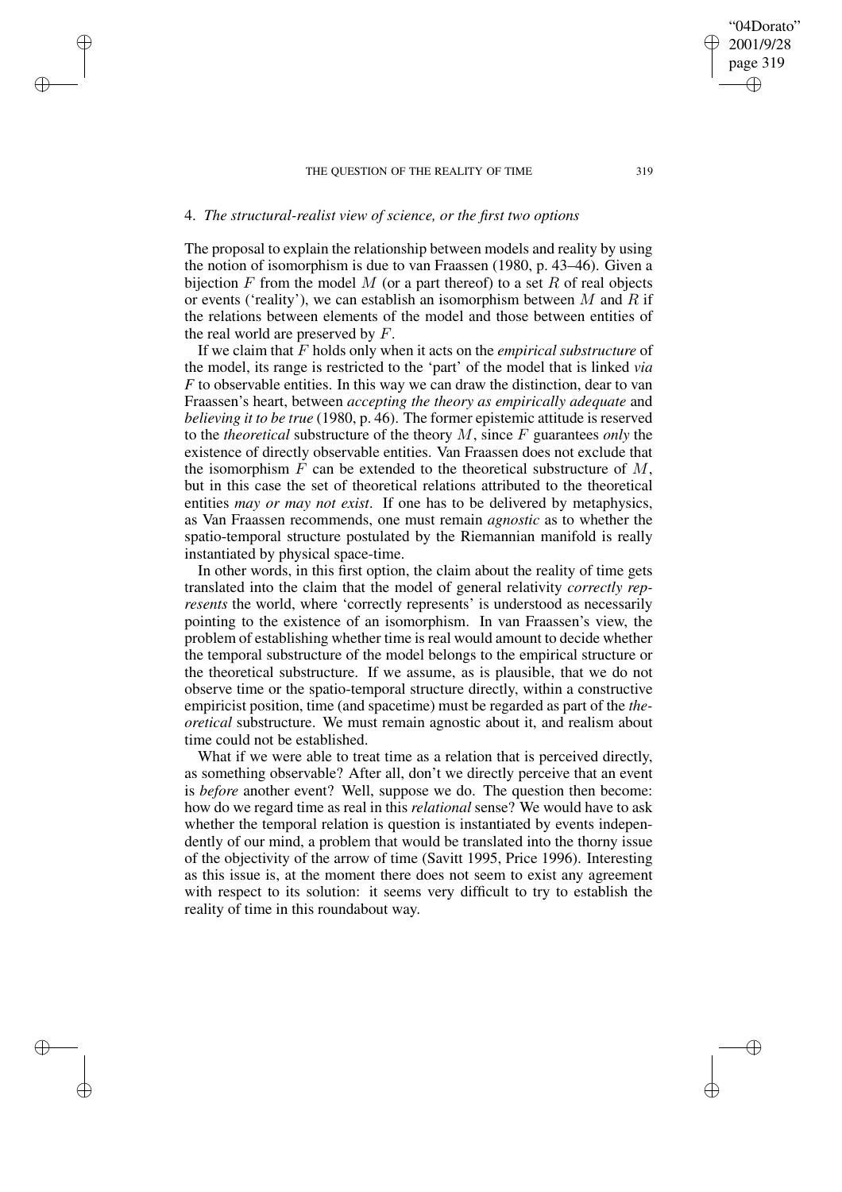## 4. *The structural-realist view of science, or the first two options*

The proposal to explain the relationship between models and reality by using the notion of isomorphism is due to van Fraassen (1980, p. 43–46). Given a bijection $F$ from the model $M$ (or a part thereof) to a set $R$ of real objects or events ('reality'), we can establish an isomorphism between $M$ and $R$ if the relations between elements of the model and those between entities of the real world are preserved by $F$.

If we claim that $F$ holds only when it acts on the *empirical substructure* of the model, its range is restricted to the 'part' of the model that is linked *via* $F$ to observable entities. In this way we can draw the distinction, dear to van Fraassen's heart, between *accepting the theory as empirically adequate* and *believing it to be true* (1980, p. 46). The former epistemic attitude is reserved to the *theoretical* substructure of the theory $M$, since $F$ guarantees *only* the existence of directly observable entities. Van Fraassen does not exclude that the isomorphism $F$ can be extended to the theoretical substructure of $M$, but in this case the set of theoretical relations attributed to the theoretical entities *may or may not exist*. If one has to be delivered by metaphysics, as Van Fraassen recommends, one must remain *agnostic* as to whether the spatio-temporal structure postulated by the Riemannian manifold is really instantiated by physical space-time.

In other words, in this first option, the claim about the reality of time gets translated into the claim that the model of general relativity *correctly represents* the world, where 'correctly represents' is understood as necessarily pointing to the existence of an isomorphism. In van Fraassen's view, the problem of establishing whether time is real would amount to decide whether the temporal substructure of the model belongs to the empirical structure or the theoretical substructure. If we assume, as is plausible, that we do not observe time or the spatio-temporal structure directly, within a constructive empiricist position, time (and spacetime) must be regarded as part of the *theoretical* substructure. We must remain agnostic about it, and realism about time could not be established.

What if we were able to treat time as a relation that is perceived directly, as something observable? After all, don't we directly perceive that an event is *before* another event? Well, suppose we do. The question then become: how do we regard time as real in this *relational* sense? We would have to ask whether the temporal relation is question is instantiated by events independently of our mind, a problem that would be translated into the thorny issue of the objectivity of the arrow of time (Savitt 1995, Price 1996). Interesting as this issue is, at the moment there does not seem to exist any agreement with respect to its solution: it seems very difficult to try to establish the reality of time in this roundabout way.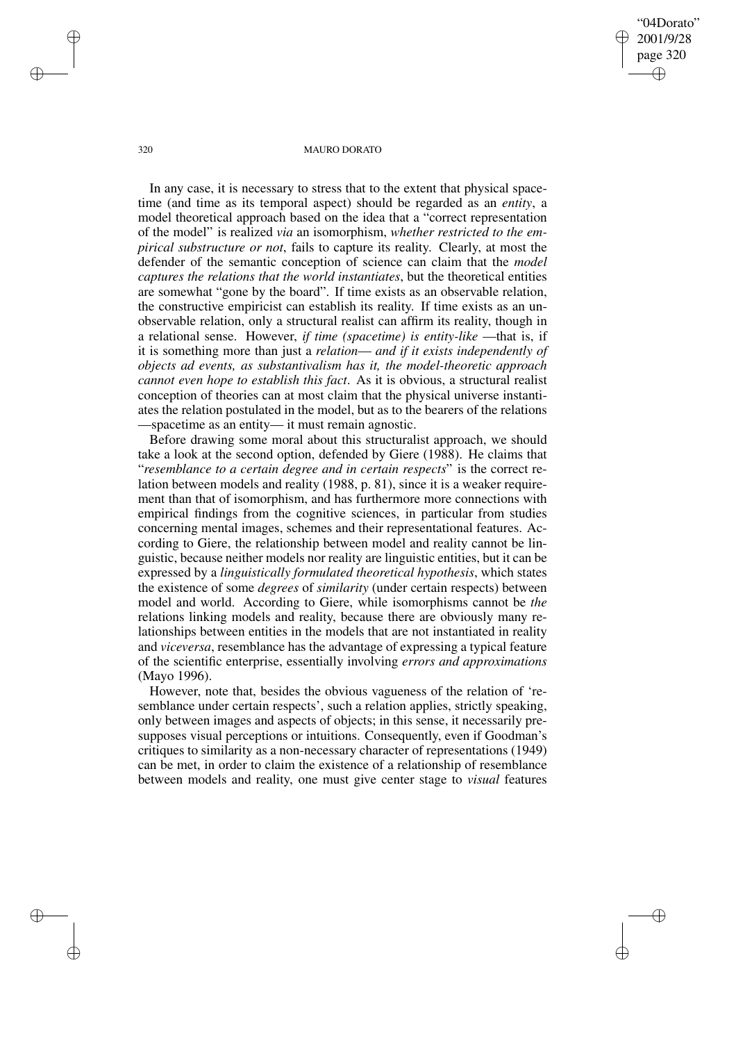In any case, it is necessary to stress that to the extent that physical spacetime (and time as its temporal aspect) should be regarded as an *entity*, a model theoretical approach based on the idea that a "correct representation of the model" is realized *via* an isomorphism, *whether restricted to the empirical substructure or not*, fails to capture its reality. Clearly, at most the defender of the semantic conception of science can claim that the *model captures the relations that the world instantiates*, but the theoretical entities are somewhat "gone by the board". If time exists as an observable relation, the constructive empiricist can establish its reality. If time exists as an unobservable relation, only a structural realist can affirm its reality, though in a relational sense. However, *if time (spacetime) is entity-like* —that is, if it is something more than just a *relation*— *and if it exists independently of objects ad events, as substantivalism has it, the model-theoretic approach cannot even hope to establish this fact*. As it is obvious, a structural realist conception of theories can at most claim that the physical universe instantiates the relation postulated in the model, but as to the bearers of the relations —spacetime as an entity— it must remain agnostic.

Before drawing some moral about this structuralist approach, we should take a look at the second option, defended by Giere (1988). He claims that "*resemblance to a certain degree and in certain respects*" is the correct relation between models and reality (1988, p. 81), since it is a weaker requirement than that of isomorphism, and has furthermore more connections with empirical findings from the cognitive sciences, in particular from studies concerning mental images, schemes and their representational features. According to Giere, the relationship between model and reality cannot be linguistic, because neither models nor reality are linguistic entities, but it can be expressed by a *linguistically formulated theoretical hypothesis*, which states the existence of some *degrees* of *similarity* (under certain respects) between model and world. According to Giere, while isomorphisms cannot be *the* relations linking models and reality, because there are obviously many relationships between entities in the models that are not instantiated in reality and *viceversa*, resemblance has the advantage of expressing a typical feature of the scientific enterprise, essentially involving *errors and approximations* (Mayo 1996).

However, note that, besides the obvious vagueness of the relation of 'resemblance under certain respects', such a relation applies, strictly speaking, only between images and aspects of objects; in this sense, it necessarily presupposes visual perceptions or intuitions. Consequently, even if Goodman's critiques to similarity as a non-necessary character of representations (1949) can be met, in order to claim the existence of a relationship of resemblance between models and reality, one must give center stage to *visual* features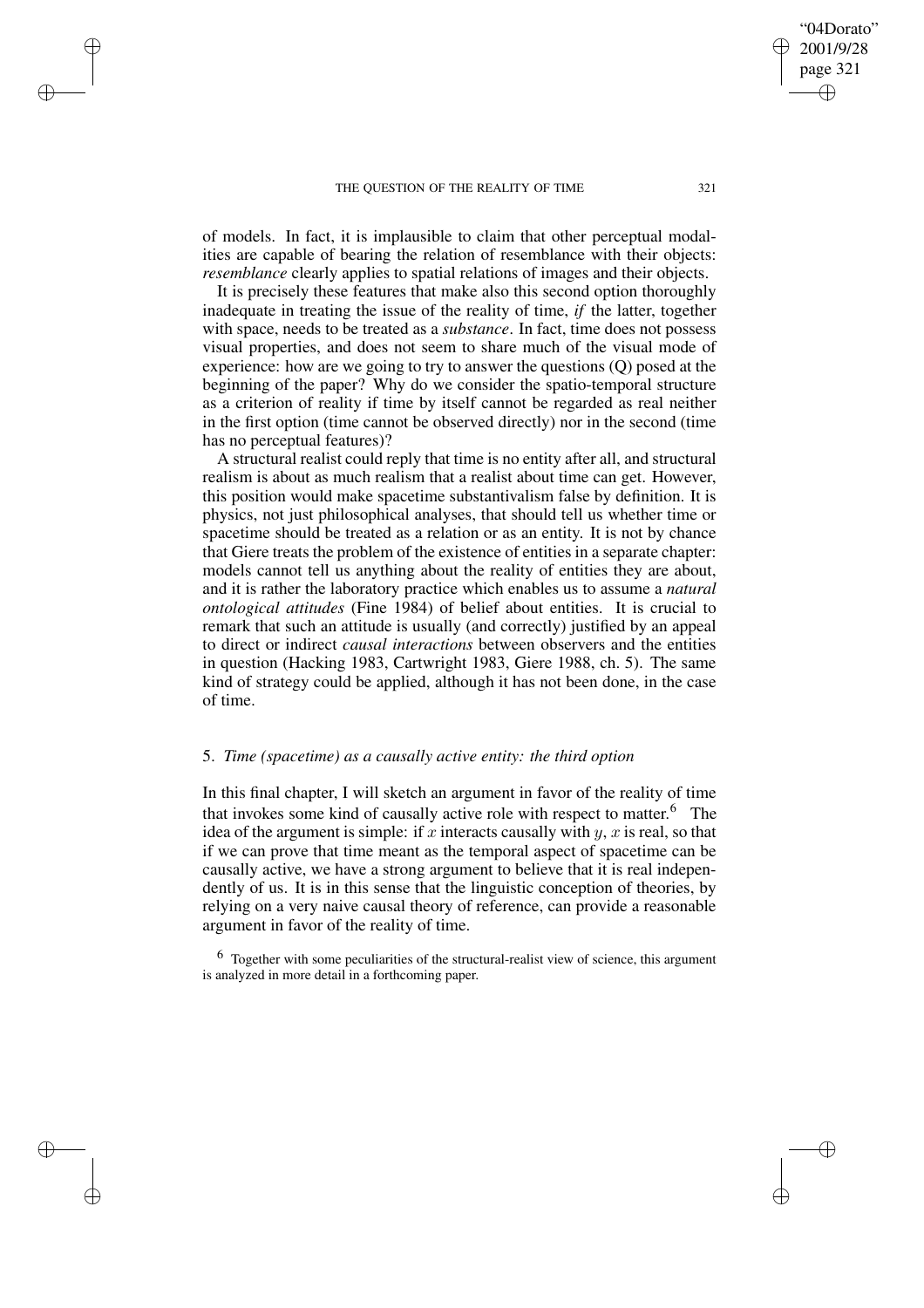of models. In fact, it is implausible to claim that other perceptual modalities are capable of bearing the relation of resemblance with their objects: *resemblance* clearly applies to spatial relations of images and their objects.

It is precisely these features that make also this second option thoroughly inadequate in treating the issue of the reality of time, *if* the latter, together with space, needs to be treated as a *substance*. In fact, time does not possess visual properties, and does not seem to share much of the visual mode of experience: how are we going to try to answer the questions (Q) posed at the beginning of the paper? Why do we consider the spatio-temporal structure as a criterion of reality if time by itself cannot be regarded as real neither in the first option (time cannot be observed directly) nor in the second (time has no perceptual features)?

A structural realist could reply that time is no entity after all, and structural realism is about as much realism that a realist about time can get. However, this position would make spacetime substantivalism false by definition. It is physics, not just philosophical analyses, that should tell us whether time or spacetime should be treated as a relation or as an entity. It is not by chance that Giere treats the problem of the existence of entities in a separate chapter: models cannot tell us anything about the reality of entities they are about, and it is rather the laboratory practice which enables us to assume a *natural ontological attitudes* (Fine 1984) of belief about entities. It is crucial to remark that such an attitude is usually (and correctly) justified by an appeal to direct or indirect *causal interactions* between observers and the entities in question (Hacking 1983, Cartwright 1983, Giere 1988, ch. 5). The same kind of strategy could be applied, although it has not been done, in the case of time.

## 5. *Time (spacetime) as a causally active entity: the third option*

In this final chapter, I will sketch an argument in favor of the reality of time that invokes some kind of causally active role with respect to matter.[6] The idea of the argument is simple: if $x$ interacts causally with $y$, $x$ is real, so that if we can prove that time meant as the temporal aspect of spacetime can be causally active, we have a strong argument to believe that it is real independently of us. It is in this sense that the linguistic conception of theories, by relying on a very naive causal theory of reference, can provide a reasonable argument in favor of the reality of time.

[6] Together with some peculiarities of the structural-realist view of science, this argument is analyzed in more detail in a forthcoming paper.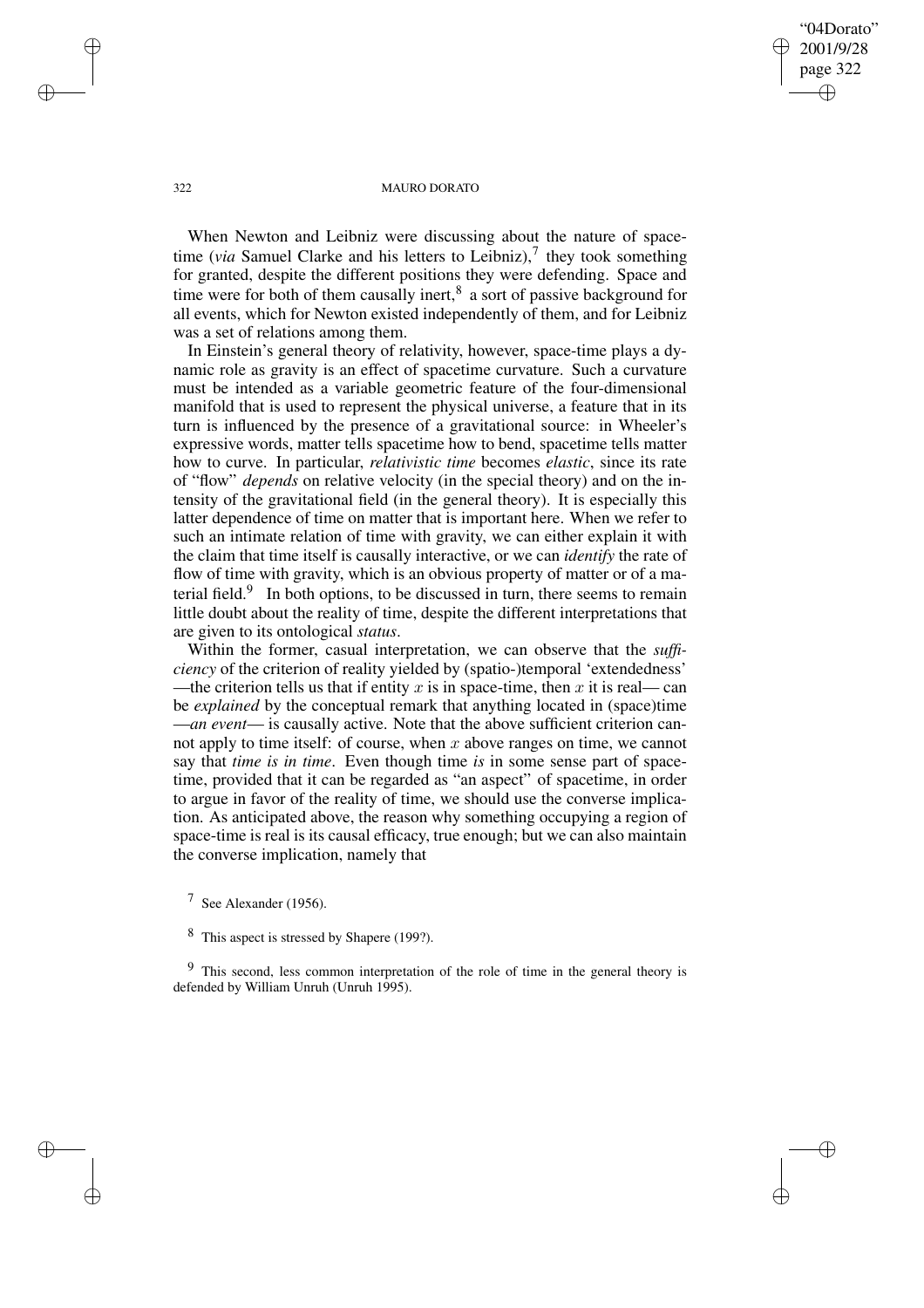When Newton and Leibniz were discussing about the nature of spacetime (*via* Samuel Clarke and his letters to Leibniz),[7] they took something for granted, despite the different positions they were defending. Space and time were for both of them causally inert,[8] a sort of passive background for all events, which for Newton existed independently of them, and for Leibniz was a set of relations among them.

In Einstein's general theory of relativity, however, space-time plays a dynamic role as gravity is an effect of spacetime curvature. Such a curvature must be intended as a variable geometric feature of the four-dimensional manifold that is used to represent the physical universe, a feature that in its turn is influenced by the presence of a gravitational source: in Wheeler's expressive words, matter tells spacetime how to bend, spacetime tells matter how to curve. In particular, *relativistic time* becomes *elastic*, since its rate of "flow" *depends* on relative velocity (in the special theory) and on the intensity of the gravitational field (in the general theory). It is especially this latter dependence of time on matter that is important here. When we refer to such an intimate relation of time with gravity, we can either explain it with the claim that time itself is causally interactive, or we can *identify* the rate of flow of time with gravity, which is an obvious property of matter or of a material field.[9] In both options, to be discussed in turn, there seems to remain little doubt about the reality of time, despite the different interpretations that are given to its ontological *status*.

Within the former, casual interpretation, we can observe that the *sufficiency* of the criterion of reality yielded by (spatio-)temporal 'extendedness' —the criterion tells us that if entity $x$ is in space-time, then $x$ it is real— can be *explained* by the conceptual remark that anything located in (space)time —*an event*— is causally active. Note that the above sufficient criterion cannot apply to time itself: of course, when $x$ above ranges on time, we cannot say that *time is in time*. Even though time *is* in some sense part of spacetime, provided that it can be regarded as "an aspect" of spacetime, in order to argue in favor of the reality of time, we should use the converse implication. As anticipated above, the reason why something occupying a region of space-time is real is its causal efficacy, true enough; but we can also maintain the converse implication, namely that

[7] See Alexander (1956).

[8] This aspect is stressed by Shapere (199?).

[9] This second, less common interpretation of the role of time in the general theory is defended by William Unruh (Unruh 1995).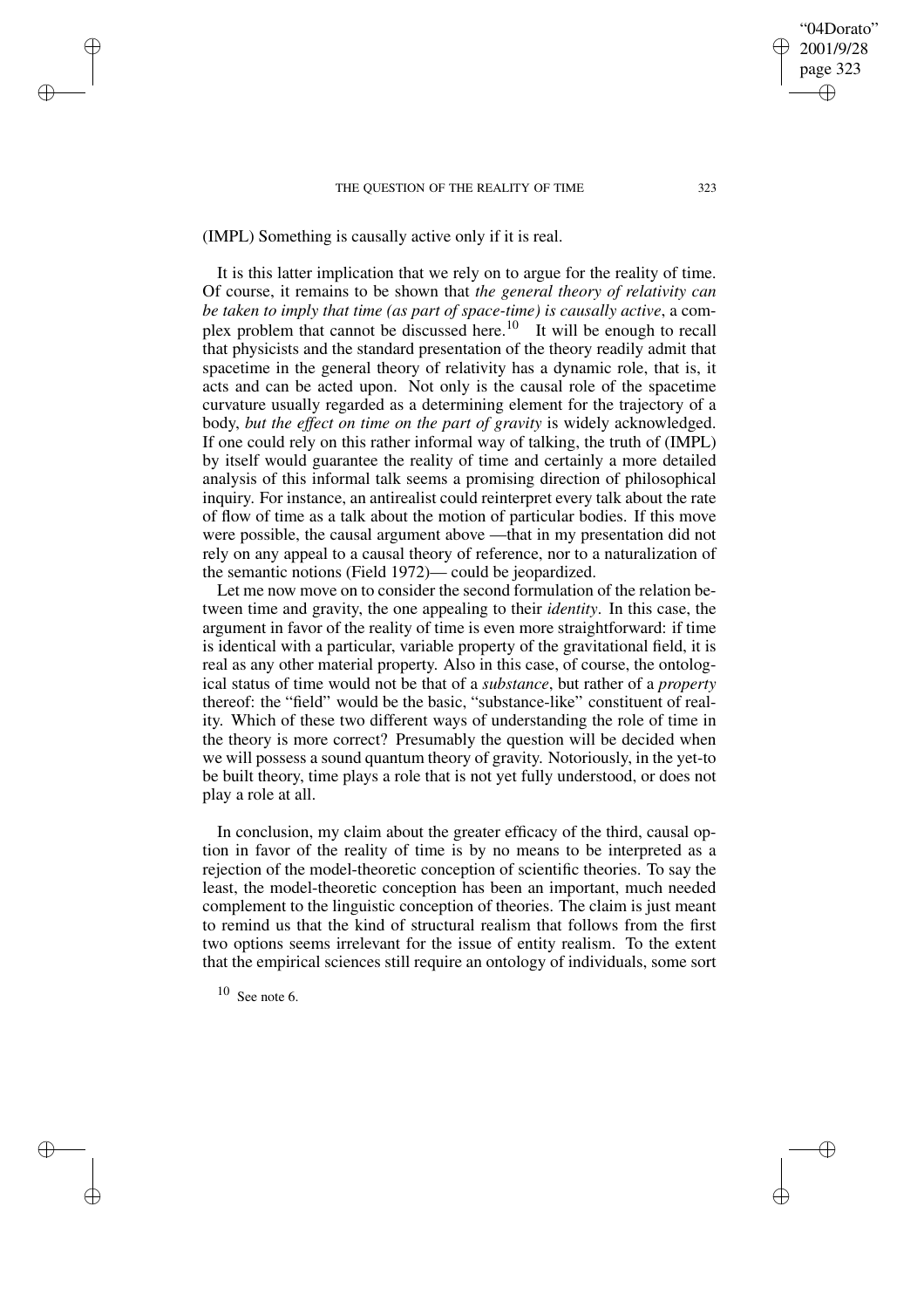(IMPL) Something is causally active only if it is real.

It is this latter implication that we rely on to argue for the reality of time. Of course, it remains to be shown that *the general theory of relativity can be taken to imply that time (as part of space-time) is causally active*, a complex problem that cannot be discussed here.[10] It will be enough to recall that physicists and the standard presentation of the theory readily admit that spacetime in the general theory of relativity has a dynamic role, that is, it acts and can be acted upon. Not only is the causal role of the spacetime curvature usually regarded as a determining element for the trajectory of a body, *but the effect on time on the part of gravity* is widely acknowledged. If one could rely on this rather informal way of talking, the truth of (IMPL) by itself would guarantee the reality of time and certainly a more detailed analysis of this informal talk seems a promising direction of philosophical inquiry. For instance, an antirealist could reinterpret every talk about the rate of flow of time as a talk about the motion of particular bodies. If this move were possible, the causal argument above —that in my presentation did not rely on any appeal to a causal theory of reference, nor to a naturalization of the semantic notions (Field 1972)— could be jeopardized.

Let me now move on to consider the second formulation of the relation between time and gravity, the one appealing to their *identity*. In this case, the argument in favor of the reality of time is even more straightforward: if time is identical with a particular, variable property of the gravitational field, it is real as any other material property. Also in this case, of course, the ontological status of time would not be that of a *substance*, but rather of a *property* thereof: the "field" would be the basic, "substance-like" constituent of reality. Which of these two different ways of understanding the role of time in the theory is more correct? Presumably the question will be decided when we will possess a sound quantum theory of gravity. Notoriously, in the yet-to be built theory, time plays a role that is not yet fully understood, or does not play a role at all.

In conclusion, my claim about the greater efficacy of the third, causal option in favor of the reality of time is by no means to be interpreted as a rejection of the model-theoretic conception of scientific theories. To say the least, the model-theoretic conception has been an important, much needed complement to the linguistic conception of theories. The claim is just meant to remind us that the kind of structural realism that follows from the first two options seems irrelevant for the issue of entity realism. To the extent that the empirical sciences still require an ontology of individuals, some sort

[10] See note 6.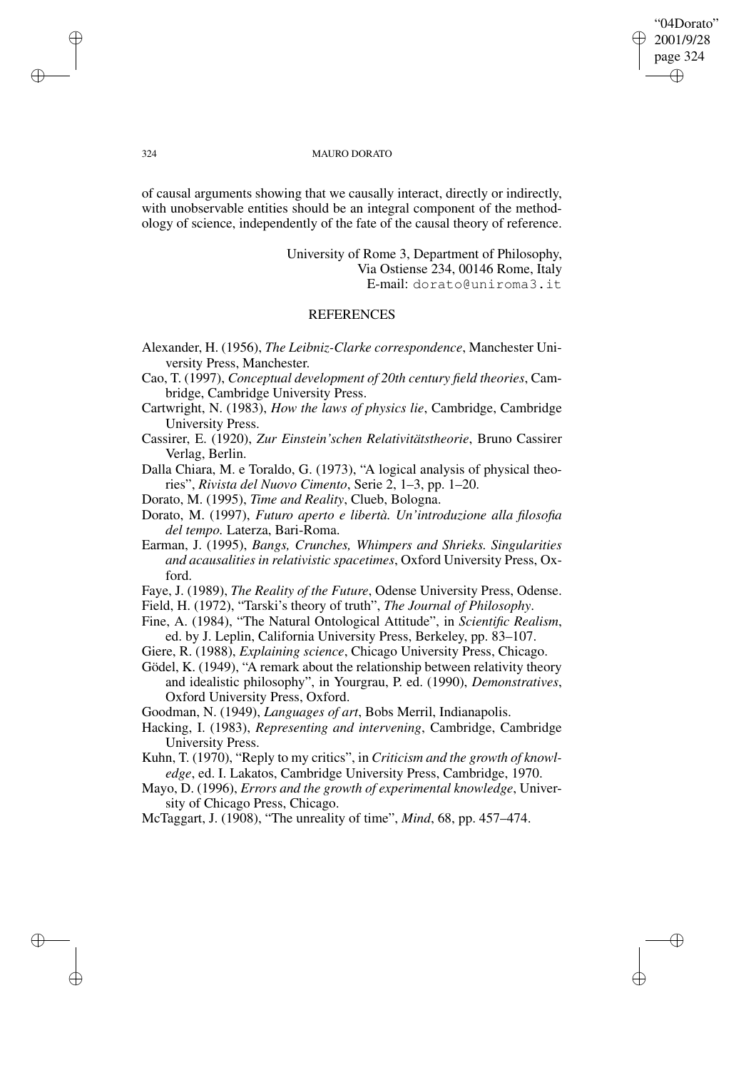of causal arguments showing that we causally interact, directly or indirectly, with unobservable entities should be an integral component of the methodology of science, independently of the fate of the causal theory of reference.

University of Rome 3, Department of Philosophy,
Via Ostiense 234, 00146 Rome, Italy
E-mail: dorato@uniroma3.it

## REFERENCES

Alexander, H. (1956), *The Leibniz-Clarke correspondence*, Manchester University Press, Manchester.

Cao, T. (1997), *Conceptual development of 20th century field theories*, Cambridge, Cambridge University Press.

Cartwright, N. (1983), *How the laws of physics lie*, Cambridge, Cambridge University Press.

Cassirer, E. (1920), *Zur Einstein'schen Relativitätstheorie*, Bruno Cassirer Verlag, Berlin.

Dalla Chiara, M. e Toraldo, G. (1973), "A logical analysis of physical theories", *Rivista del Nuovo Cimento*, Serie 2, 1–3, pp. 1–20.

Dorato, M. (1995), *Time and Reality*, Clueb, Bologna.

Dorato, M. (1997), *Futuro aperto e libertà. Un'introduzione alla filosofia del tempo.* Laterza, Bari-Roma.

Earman, J. (1995), *Bangs, Crunches, Whimpers and Shrieks. Singularities and acausalities in relativistic spacetimes*, Oxford University Press, Oxford.

Faye, J. (1989), *The Reality of the Future*, Odense University Press, Odense.

Field, H. (1972), "Tarski's theory of truth", *The Journal of Philosophy*.

Fine, A. (1984), "The Natural Ontological Attitude", in *Scientific Realism*, ed. by J. Leplin, California University Press, Berkeley, pp. 83–107.

Giere, R. (1988), *Explaining science*, Chicago University Press, Chicago.

Gödel, K. (1949), "A remark about the relationship between relativity theory and idealistic philosophy", in Yourgrau, P. ed. (1990), *Demonstratives*, Oxford University Press, Oxford.

Goodman, N. (1949), *Languages of art*, Bobs Merril, Indianapolis.

Hacking, I. (1983), *Representing and intervening*, Cambridge, Cambridge University Press.

Kuhn, T. (1970), "Reply to my critics", in *Criticism and the growth of knowledge*, ed. I. Lakatos, Cambridge University Press, Cambridge, 1970.

Mayo, D. (1996), *Errors and the growth of experimental knowledge*, University of Chicago Press, Chicago.

McTaggart, J. (1908), "The unreality of time", *Mind*, 68, pp. 457–474.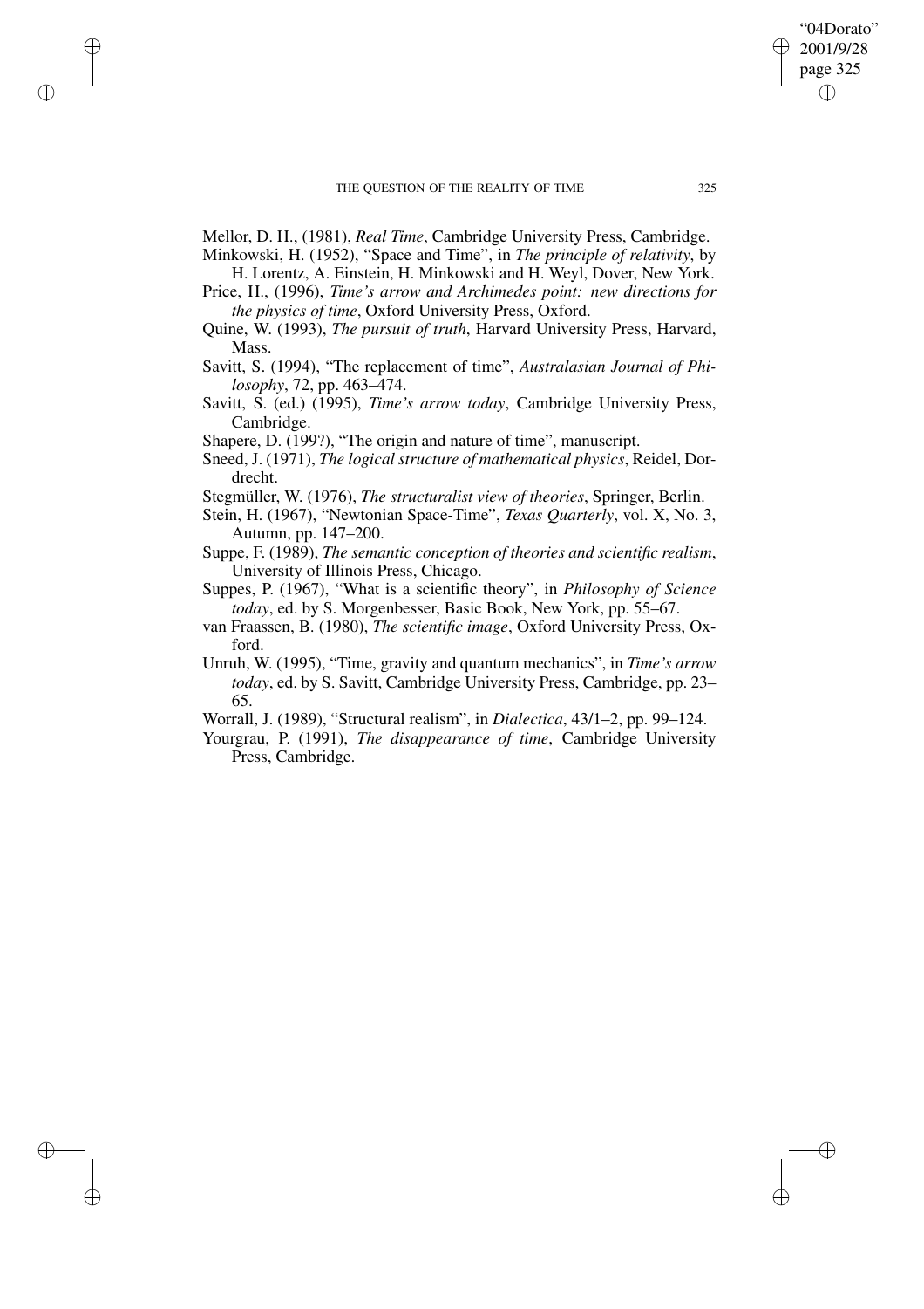Mellor, D. H., (1981), *Real Time*, Cambridge University Press, Cambridge.

Minkowski, H. (1952), "Space and Time", in *The principle of relativity*, by H. Lorentz, A. Einstein, H. Minkowski and H. Weyl, Dover, New York.

Price, H., (1996), *Time's arrow and Archimedes point: new directions for the physics of time*, Oxford University Press, Oxford.

Quine, W. (1993), *The pursuit of truth*, Harvard University Press, Harvard, Mass.

Savitt, S. (1994), "The replacement of time", *Australasian Journal of Philosophy*, 72, pp. 463–474.

Savitt, S. (ed.) (1995), *Time's arrow today*, Cambridge University Press, Cambridge.

Shapere, D. (199?), "The origin and nature of time", manuscript.

Sneed, J. (1971), *The logical structure of mathematical physics*, Reidel, Dordrecht.

Stegmüller, W. (1976), *The structuralist view of theories*, Springer, Berlin.

Stein, H. (1967), "Newtonian Space-Time", *Texas Quarterly*, vol. X, No. 3, Autumn, pp. 147–200.

Suppe, F. (1989), *The semantic conception of theories and scientific realism*, University of Illinois Press, Chicago.

Suppes, P. (1967), "What is a scientific theory", in *Philosophy of Science today*, ed. by S. Morgenbesser, Basic Book, New York, pp. 55–67.

van Fraassen, B. (1980), *The scientific image*, Oxford University Press, Oxford.

Unruh, W. (1995), "Time, gravity and quantum mechanics", in *Time's arrow today*, ed. by S. Savitt, Cambridge University Press, Cambridge, pp. 23–65.

Worrall, J. (1989), "Structural realism", in *Dialectica*, 43/1–2, pp. 99–124.

Yourgrau, P. (1991), *The disappearance of time*, Cambridge University Press, Cambridge.